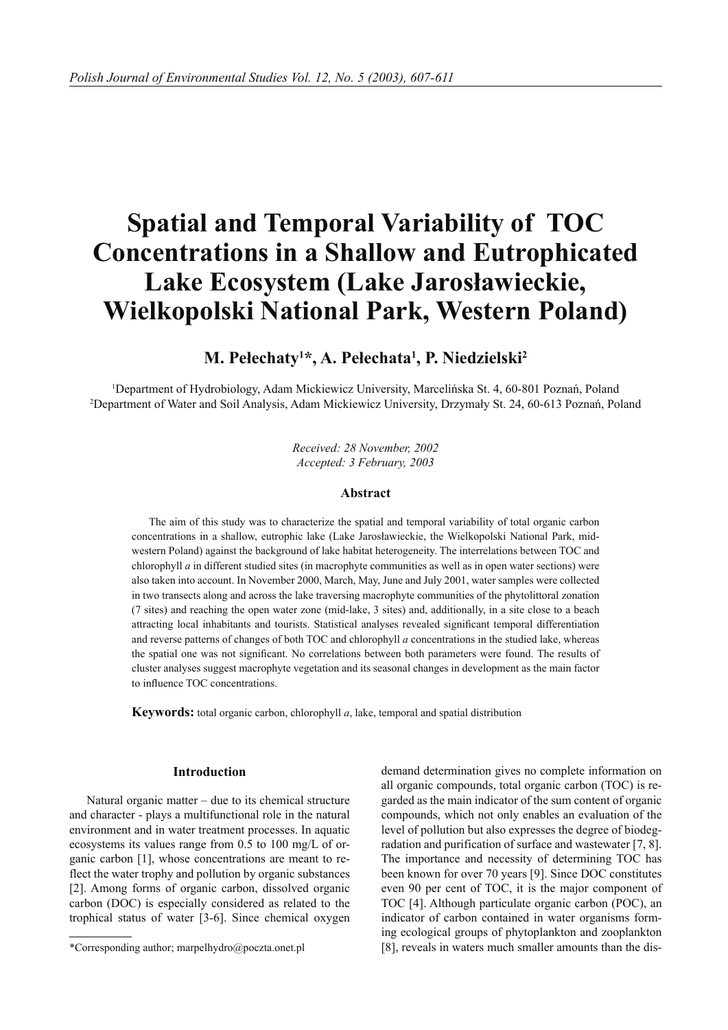# Spatial and Temporal Variability of TOC Concentrations in a Shallow and Eutrophicated Lake Ecosystem (Lake Jarosławieckie, Wielkopolski National Park, Western Poland)

**M. Pełechaty[1]*, A. Pełechata[1], P. Niedzielski[2]**

[1]Department of Hydrobiology, Adam Mickiewicz University, Marcelińska St. 4, 60-801 Poznań, Poland
[2]Department of Water and Soil Analysis, Adam Mickiewicz University, Drzymały St. 24, 60-613 Poznań, Poland

*Received: 28 November, 2002*
*Accepted: 3 February, 2003*

### Abstract

The aim of this study was to characterize the spatial and temporal variability of total organic carbon concentrations in a shallow, eutrophic lake (Lake Jarosławieckie, the Wielkopolski National Park, mid-western Poland) against the background of lake habitat heterogeneity. The interrelations between TOC and chlorophyll *a* in different studied sites (in macrophyte communities as well as in open water sections) were also taken into account. In November 2000, March, May, June and July 2001, water samples were collected in two transects along and across the lake traversing macrophyte communities of the phytolittoral zonation (7 sites) and reaching the open water zone (mid-lake, 3 sites) and, additionally, in a site close to a beach attracting local inhabitants and tourists. Statistical analyses revealed significant temporal differentiation and reverse patterns of changes of both TOC and chlorophyll *a* concentrations in the studied lake, whereas the spatial one was not significant. No correlations between both parameters were found. The results of cluster analyses suggest macrophyte vegetation and its seasonal changes in development as the main factor to influence TOC concentrations.

**Keywords:** total organic carbon, chlorophyll *a*, lake, temporal and spatial distribution

## Introduction

Natural organic matter – due to its chemical structure and character - plays a multifunctional role in the natural environment and in water treatment processes. In aquatic ecosystems its values range from 0.5 to 100 mg/L of organic carbon [1], whose concentrations are meant to reflect the water trophy and pollution by organic substances [2]. Among forms of organic carbon, dissolved organic carbon (DOC) is especially considered as related to the trophical status of water [3-6]. Since chemical oxygen demand determination gives no complete information on all organic compounds, total organic carbon (TOC) is regarded as the main indicator of the sum content of organic compounds, which not only enables an evaluation of the level of pollution but also expresses the degree of biodegradation and purification of surface and wastewater [7, 8]. The importance and necessity of determining TOC has been known for over 70 years [9]. Since DOC constitutes even 90 per cent of TOC, it is the major component of TOC [4]. Although particulate organic carbon (POC), an indicator of carbon contained in water organisms forming ecological groups of phytoplankton and zooplankton [8], reveals in waters much smaller amounts than the dis-

*Corresponding author; marpelhydro@poczta.onet.pl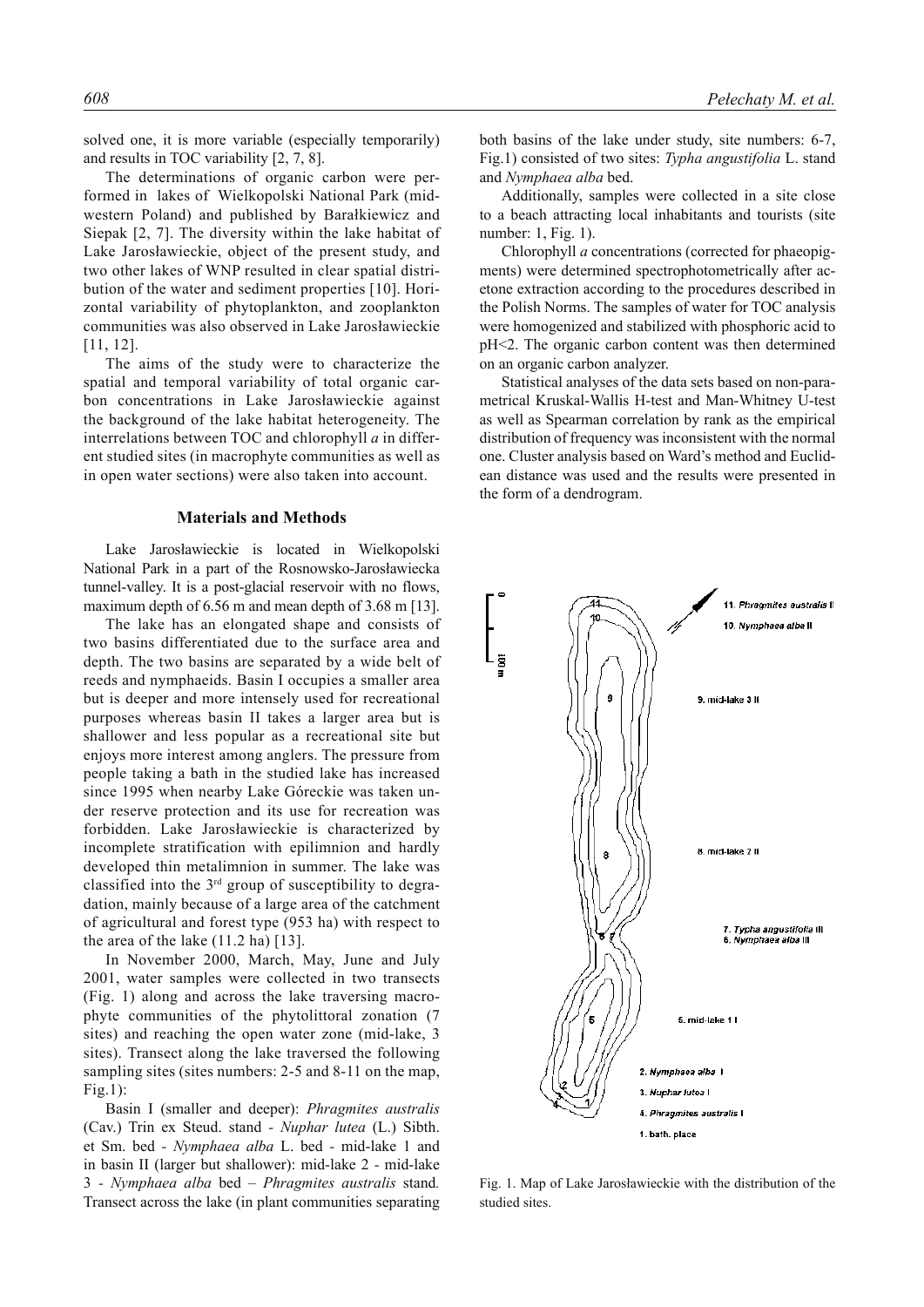solved one, it is more variable (especially temporarily) and results in TOC variability [2, 7, 8].

The determinations of organic carbon were performed in lakes of Wielkopolski National Park (mid-western Poland) and published by Barałkiewicz and Siepak [2, 7]. The diversity within the lake habitat of Lake Jarosławieckie, object of the present study, and two other lakes of WNP resulted in clear spatial distribution of the water and sediment properties [10]. Horizontal variability of phytoplankton, and zooplankton communities was also observed in Lake Jarosławieckie [11, 12].

The aims of the study were to characterize the spatial and temporal variability of total organic carbon concentrations in Lake Jarosławieckie against the background of the lake habitat heterogeneity. The interrelations between TOC and chlorophyll *a* in different studied sites (in macrophyte communities as well as in open water sections) were also taken into account.

## Materials and Methods

Lake Jarosławieckie is located in Wielkopolski National Park in a part of the Rosnowsko-Jarosławiecka tunnel-valley. It is a post-glacial reservoir with no flows, maximum depth of 6.56 m and mean depth of 3.68 m [13].

The lake has an elongated shape and consists of two basins differentiated due to the surface area and depth. The two basins are separated by a wide belt of reeds and nymphaeids. Basin I occupies a smaller area but is deeper and more intensely used for recreational purposes whereas basin II takes a larger area but is shallower and less popular as a recreational site but enjoys more interest among anglers. The pressure from people taking a bath in the studied lake has increased since 1995 when nearby Lake Góreckie was taken under reserve protection and its use for recreation was forbidden. Lake Jarosławieckie is characterized by incomplete stratification with epilimnion and hardly developed thin metalimnion in summer. The lake was classified into the 3rd group of susceptibility to degradation, mainly because of a large area of the catchment of agricultural and forest type (953 ha) with respect to the area of the lake (11.2 ha) [13].

In November 2000, March, May, June and July 2001, water samples were collected in two transects (Fig. 1) along and across the lake traversing macrophyte communities of the phytolittoral zonation (7 sites) and reaching the open water zone (mid-lake, 3 sites). Transect along the lake traversed the following sampling sites (sites numbers: 2-5 and 8-11 on the map, Fig.1):

Basin I (smaller and deeper): *Phragmites australis* (Cav.) Trin ex Steud. stand - *Nuphar lutea* (L.) Sibth. et Sm. bed - *Nymphaea alba* L. bed - mid-lake 1 and in basin II (larger but shallower): mid-lake 2 - mid-lake 3 - *Nymphaea alba* bed – *Phragmites australis* stand. Transect across the lake (in plant communities separating both basins of the lake under study, site numbers: 6-7, Fig.1) consisted of two sites: *Typha angustifolia* L. stand and *Nymphaea alba* bed.

Additionally, samples were collected in a site close to a beach attracting local inhabitants and tourists (site number: 1, Fig. 1).

Chlorophyll *a* concentrations (corrected for phaeopigments) were determined spectrophotometrically after acetone extraction according to the procedures described in the Polish Norms. The samples of water for TOC analysis were homogenized and stabilized with phosphoric acid to pH<2. The organic carbon content was then determined on an organic carbon analyzer.

Statistical analyses of the data sets based on non-parametrical Kruskal-Wallis H-test and Man-Whitney U-test as well as Spearman correlation by rank as the empirical distribution of frequency was inconsistent with the normal one. Cluster analysis based on Ward's method and Euclidean distance was used and the results were presented in the form of a dendrogram.

0 — 100 m

11. *Phragmites australis* II
10. *Nymphaea alba* II
9. mid-lake 3 II
8. mid-lake 2 II
7. *Typha angustifolia* III
6. *Nymphaea alba* III
5. mid-lake 1 I
2. *Nymphaea alba* I
3. *Nuphar lutea* I
4. *Phragmites australis* I
1. bath. place

Fig. 1. Map of Lake Jarosławieckie with the distribution of the studied sites.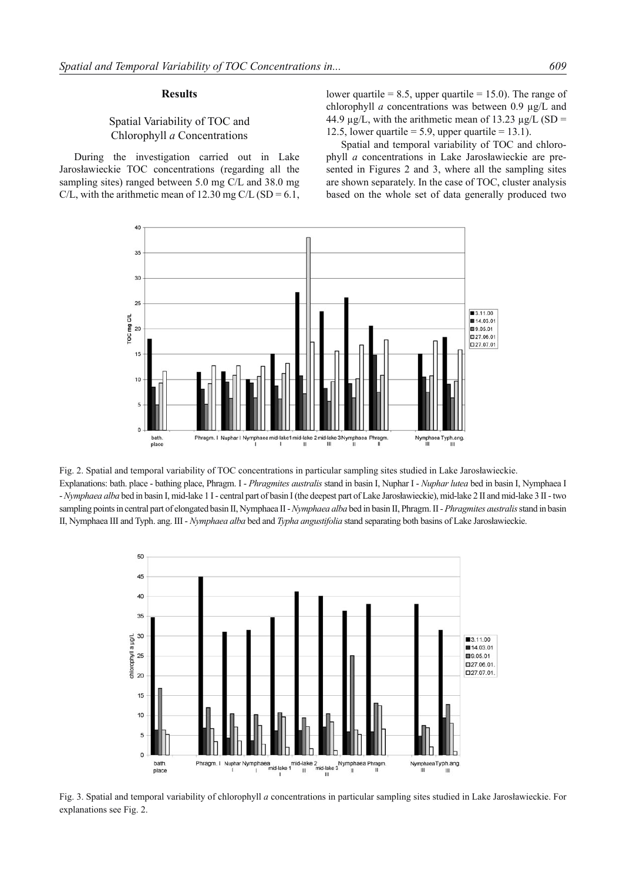## Results

### Spatial Variability of TOC and Chlorophyll *a* Concentrations

During the investigation carried out in Lake Jarosławieckie TOC concentrations (regarding all the sampling sites) ranged between 5.0 mg C/L and 38.0 mg C/L, with the arithmetic mean of 12.30 mg C/L (SD = 6.1, lower quartile = 8.5, upper quartile = 15.0). The range of chlorophyll *a* concentrations was between 0.9 µg/L and 44.9 µg/L, with the arithmetic mean of 13.23 µg/L (SD = 12.5, lower quartile = 5.9, upper quartile = 13.1).

Spatial and temporal variability of TOC and chlorophyll *a* concentrations in Lake Jarosławieckie are presented in Figures 2 and 3, where all the sampling sites are shown separately. In the case of TOC, cluster analysis based on the whole set of data generally produced two

Fig. 2. Spatial and temporal variability of TOC concentrations in particular sampling sites studied in Lake Jarosławieckie. Explanations: bath. place - bathing place, Phragm. I - *Phragmites australis* stand in basin I, Nuphar I - *Nuphar lutea* bed in basin I, Nymphaea I - *Nymphaea alba* bed in basin I, mid-lake 1 I - central part of basin I (the deepest part of Lake Jarosławieckie), mid-lake 2 II and mid-lake 3 II - two sampling points in central part of elongated basin II, Nymphaea II - *Nymphaea alba* bed in basin II, Phragm. II - *Phragmites australis* stand in basin II, Nymphaea III and Typh. ang. III - *Nymphaea alba* bed and *Typha angustifolia* stand separating both basins of Lake Jarosławieckie.

Fig. 3. Spatial and temporal variability of chlorophyll *a* concentrations in particular sampling sites studied in Lake Jarosławieckie. For explanations see Fig. 2.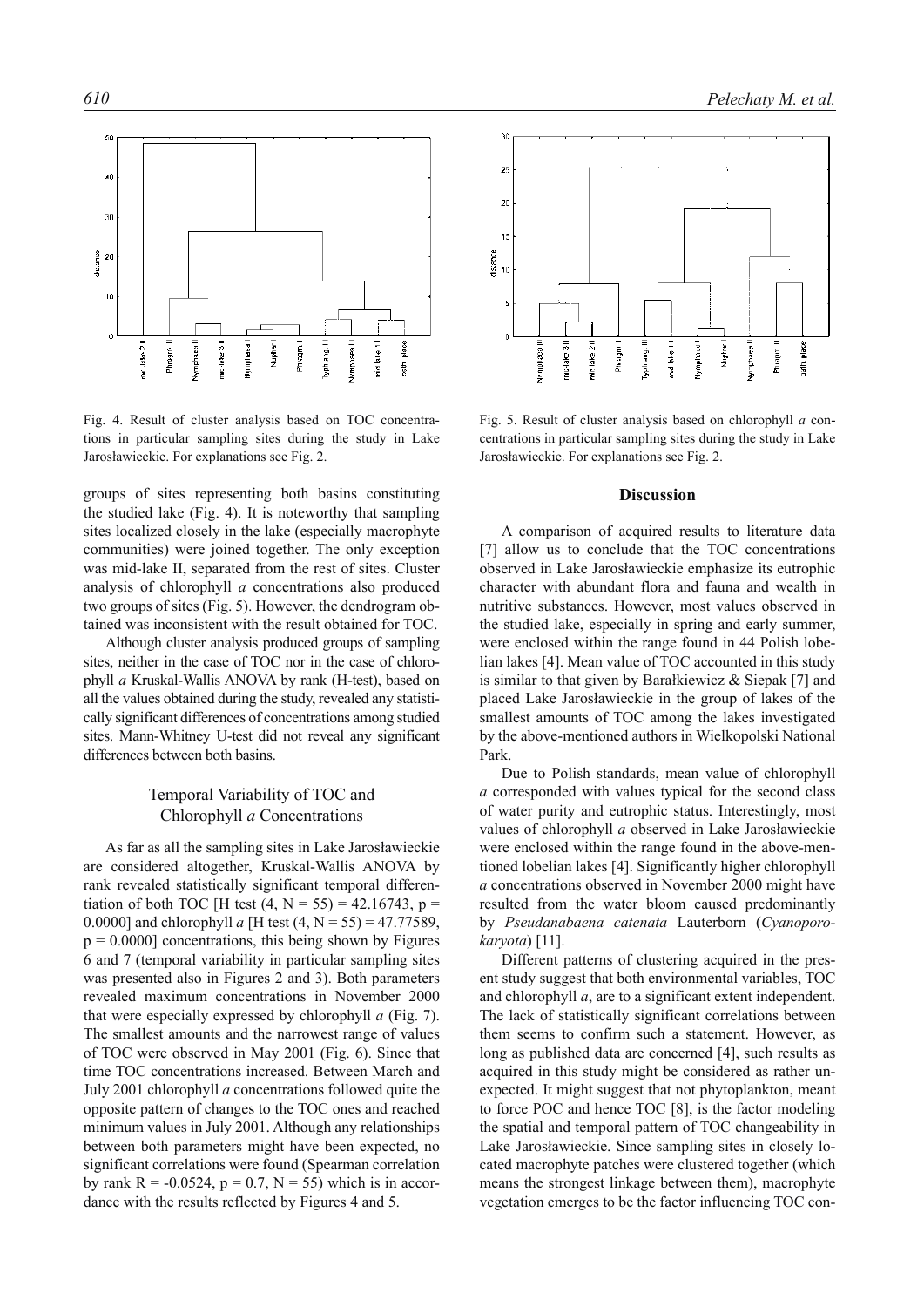Fig. 4. Result of cluster analysis based on TOC concentrations in particular sampling sites during the study in Lake Jarosławieckie. For explanations see Fig. 2.

Fig. 5. Result of cluster analysis based on chlorophyll *a* concentrations in particular sampling sites during the study in Lake Jarosławieckie. For explanations see Fig. 2.

groups of sites representing both basins constituting the studied lake (Fig. 4). It is noteworthy that sampling sites localized closely in the lake (especially macrophyte communities) were joined together. The only exception was mid-lake II, separated from the rest of sites. Cluster analysis of chlorophyll *a* concentrations also produced two groups of sites (Fig. 5). However, the dendrogram obtained was inconsistent with the result obtained for TOC.

Although cluster analysis produced groups of sampling sites, neither in the case of TOC nor in the case of chlorophyll *a* Kruskal-Wallis ANOVA by rank (H-test), based on all the values obtained during the study, revealed any statistically significant differences of concentrations among studied sites. Mann-Whitney U-test did not reveal any significant differences between both basins.

## Temporal Variability of TOC and Chlorophyll *a* Concentrations

As far as all the sampling sites in Lake Jarosławieckie are considered altogether, Kruskal-Wallis ANOVA by rank revealed statistically significant temporal differentiation of both TOC [H test $(4, N = 55) = 42.16743$, $p = 0.0000$] and chlorophyll *a* [H test $(4, N = 55) = 47.77589$, $p = 0.0000$] concentrations, this being shown by Figures 6 and 7 (temporal variability in particular sampling sites was presented also in Figures 2 and 3). Both parameters revealed maximum concentrations in November 2000 that were especially expressed by chlorophyll *a* (Fig. 7). The smallest amounts and the narrowest range of values of TOC were observed in May 2001 (Fig. 6). Since that time TOC concentrations increased. Between March and July 2001 chlorophyll *a* concentrations followed quite the opposite pattern of changes to the TOC ones and reached minimum values in July 2001. Although any relationships between both parameters might have been expected, no significant correlations were found (Spearman correlation by rank $R = -0.0524$, $p = 0.7$, $N = 55$) which is in accordance with the results reflected by Figures 4 and 5.

## Discussion

A comparison of acquired results to literature data [7] allow us to conclude that the TOC concentrations observed in Lake Jarosławieckie emphasize its eutrophic character with abundant flora and fauna and wealth in nutritive substances. However, most values observed in the studied lake, especially in spring and early summer, were enclosed within the range found in 44 Polish lobelian lakes [4]. Mean value of TOC accounted in this study is similar to that given by Barałkiewicz & Siepak [7] and placed Lake Jarosławieckie in the group of lakes of the smallest amounts of TOC among the lakes investigated by the above-mentioned authors in Wielkopolski National Park.

Due to Polish standards, mean value of chlorophyll *a* corresponded with values typical for the second class of water purity and eutrophic status. Interestingly, most values of chlorophyll *a* observed in Lake Jarosławieckie were enclosed within the range found in the above-mentioned lobelian lakes [4]. Significantly higher chlorophyll *a* concentrations observed in November 2000 might have resulted from the water bloom caused predominantly by *Pseudanabaena catenata* Lauterborn (*Cyanoporokaryota*) [11].

Different patterns of clustering acquired in the present study suggest that both environmental variables, TOC and chlorophyll *a*, are to a significant extent independent. The lack of statistically significant correlations between them seems to confirm such a statement. However, as long as published data are concerned [4], such results as acquired in this study might be considered as rather unexpected. It might suggest that not phytoplankton, meant to force POC and hence TOC [8], is the factor modeling the spatial and temporal pattern of TOC changeability in Lake Jarosławieckie. Since sampling sites in closely located macrophyte patches were clustered together (which means the strongest linkage between them), macrophyte vegetation emerges to be the factor influencing TOC con-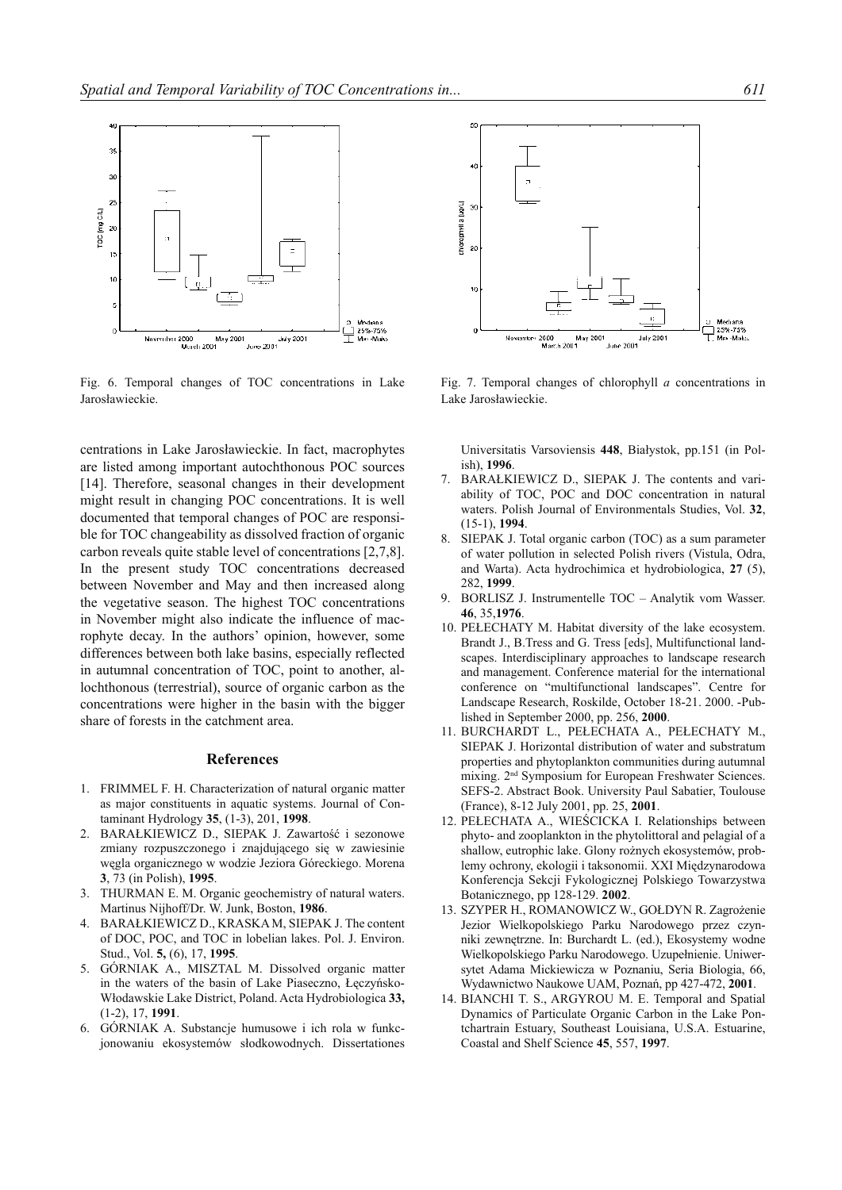40
35
30
25
TOC [mg C/L]
20
15
10
5
0
November 2000
March 2001
May 2001
June 2001
July 2001

□ Mediana
□ 25%-75%
⊥ Min-Maks

Fig. 6. Temporal changes of TOC concentrations in Lake Jarosławieckie.

50
40
30
chlorophyll a [μg/L]
20
10
0
November 2000
March 2001
May 2001
June 2001
July 2001

□ Mediana
□ 25%-75%
⊥ Min-Maks

Fig. 7. Temporal changes of chlorophyll *a* concentrations in Lake Jarosławieckie.

centrations in Lake Jarosławieckie. In fact, macrophytes are listed among important autochthonous POC sources [14]. Therefore, seasonal changes in their development might result in changing POC concentrations. It is well documented that temporal changes of POC are responsible for TOC changeability as dissolved fraction of organic carbon reveals quite stable level of concentrations [2,7,8]. In the present study TOC concentrations decreased between November and May and then increased along the vegetative season. The highest TOC concentrations in November might also indicate the influence of macrophyte decay. In the authors' opinion, however, some differences between both lake basins, especially reflected in autumnal concentration of TOC, point to another, allochthonous (terrestrial), source of organic carbon as the concentrations were higher in the basin with the bigger share of forests in the catchment area.

## References

1. FRIMMEL F. H. Characterization of natural organic matter as major constituents in aquatic systems. Journal of Contaminant Hydrology **35**, (1-3), 201, **1998**.
2. BARAŁKIEWICZ D., SIEPAK J. Zawartość i sezonowe zmiany rozpuszczonego i znajdującego się w zawiesinie węgla organicznego w wodzie Jeziora Góreckiego. Morena **3**, 73 (in Polish), **1995**.
3. THURMAN E. M. Organic geochemistry of natural waters. Martinus Nijhoff/Dr. W. Junk, Boston, **1986**.
4. BARAŁKIEWICZ D., KRASKA M, SIEPAK J. The content of DOC, POC, and TOC in lobelian lakes. Pol. J. Environ. Stud., Vol. **5,** (6), 17, **1995**.
5. GÓRNIAK A., MISZTAL M. Dissolved organic matter in the waters of the basin of Lake Piaseczno, Łęczyńsko-Włodawskie Lake District, Poland. Acta Hydrobiologica **33,** (1-2), 17, **1991**.
6. GÓRNIAK A. Substancje humusowe i ich rola w funkcjonowaniu ekosystemów słodkowodnych. Dissertationes Universitatis Varsoviensis **448**, Białystok, pp.151 (in Polish), **1996**.
7. BARAŁKIEWICZ D., SIEPAK J. The contents and variability of TOC, POC and DOC concentration in natural waters. Polish Journal of Environmentals Studies, Vol. **32**, (15-1), **1994**.
8. SIEPAK J. Total organic carbon (TOC) as a sum parameter of water pollution in selected Polish rivers (Vistula, Odra, and Warta). Acta hydrochimica et hydrobiologica, **27** (5), 282, **1999**.
9. BORLISZ J. Instrumentelle TOC – Analytik vom Wasser. **46**, 35,**1976**.
10. PEŁECHATY M. Habitat diversity of the lake ecosystem. Brandt J., B.Tress and G. Tress [eds], Multifunctional landscapes. Interdisciplinary approaches to landscape research and management. Conference material for the international conference on "multifunctional landscapes". Centre for Landscape Research, Roskilde, October 18-21. 2000. -Published in September 2000, pp. 256, **2000**.
11. BURCHARDT L., PEŁECHATA A., PEŁECHATY M., SIEPAK J. Horizontal distribution of water and substratum properties and phytoplankton communities during autumnal mixing. 2nd Symposium for European Freshwater Sciences. SEFS-2. Abstract Book. University Paul Sabatier, Toulouse (France), 8-12 July 2001, pp. 25, **2001**.
12. PEŁECHATA A., WIEŚCICKA I. Relationships between phyto- and zooplankton in the phytolittoral and pelagial of a shallow, eutrophic lake. Glony rożnych ekosystemów, problemy ochrony, ekologii i taksonomii. XXI Międzynarodowa Konferencja Sekcji Fykologicznej Polskiego Towarzystwa Botanicznego, pp 128-129. **2002**.
13. SZYPER H., ROMANOWICZ W., GOŁDYN R. Zagrożenie Jezior Wielkopolskiego Parku Narodowego przez czynniki zewnętrzne. In: Burchardt L. (ed.), Ekosystemy wodne Wielkopolskiego Parku Narodowego. Uzupełnienie. Uniwersytet Adama Mickiewicza w Poznaniu, Seria Biologia, 66, Wydawnictwo Naukowe UAM, Poznań, pp 427-472, **2001**.
14. BIANCHI T. S., ARGYROU M. E. Temporal and Spatial Dynamics of Particulate Organic Carbon in the Lake Pontchartrain Estuary, Southeast Louisiana, U.S.A. Estuarine, Coastal and Shelf Science **45**, 557, **1997**.